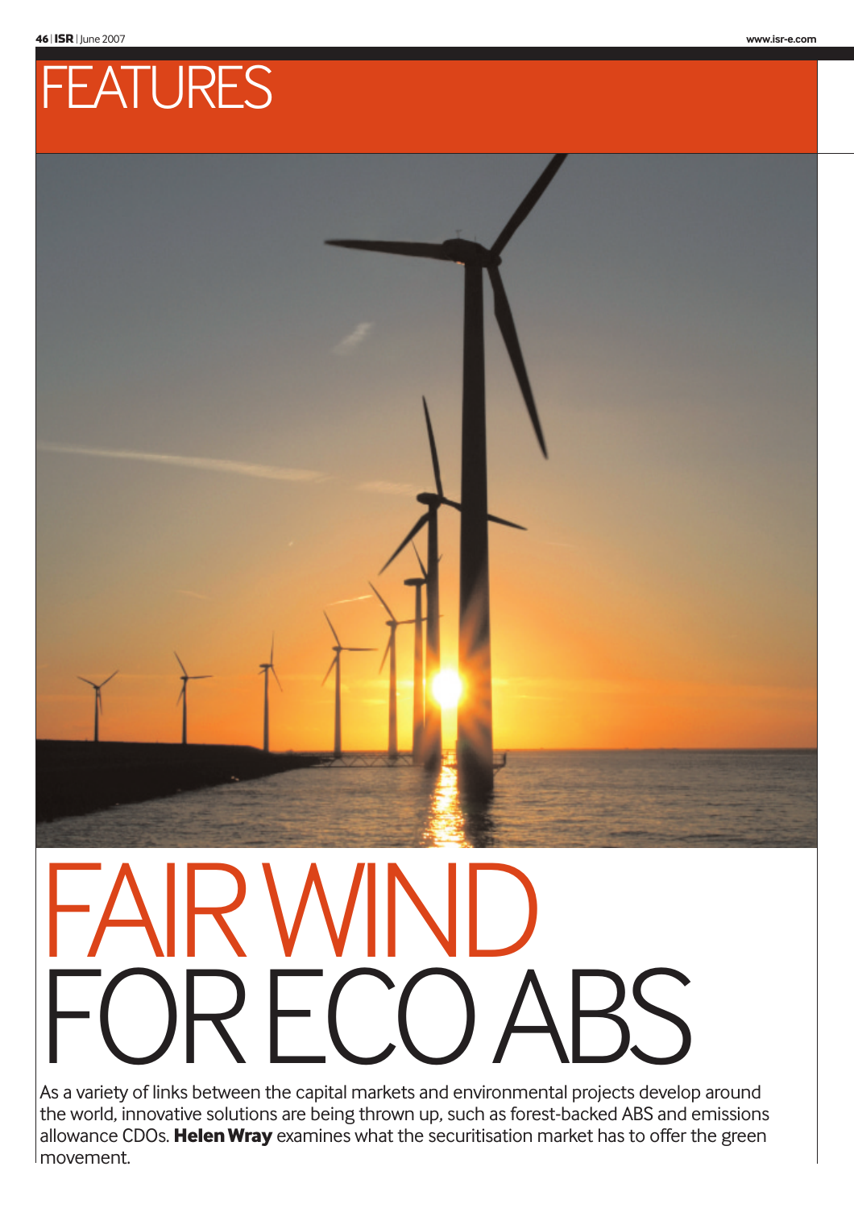# FEATURES

# FAIR WIND FOR ECO ABS

As a variety of links between the capital markets and environmental projects develop around the world, innovative solutions are being thrown up, such as forest-backed ABS and emissions allowance CDOs. **Helen Wray** examines what the securitisation market has to offer the green movement.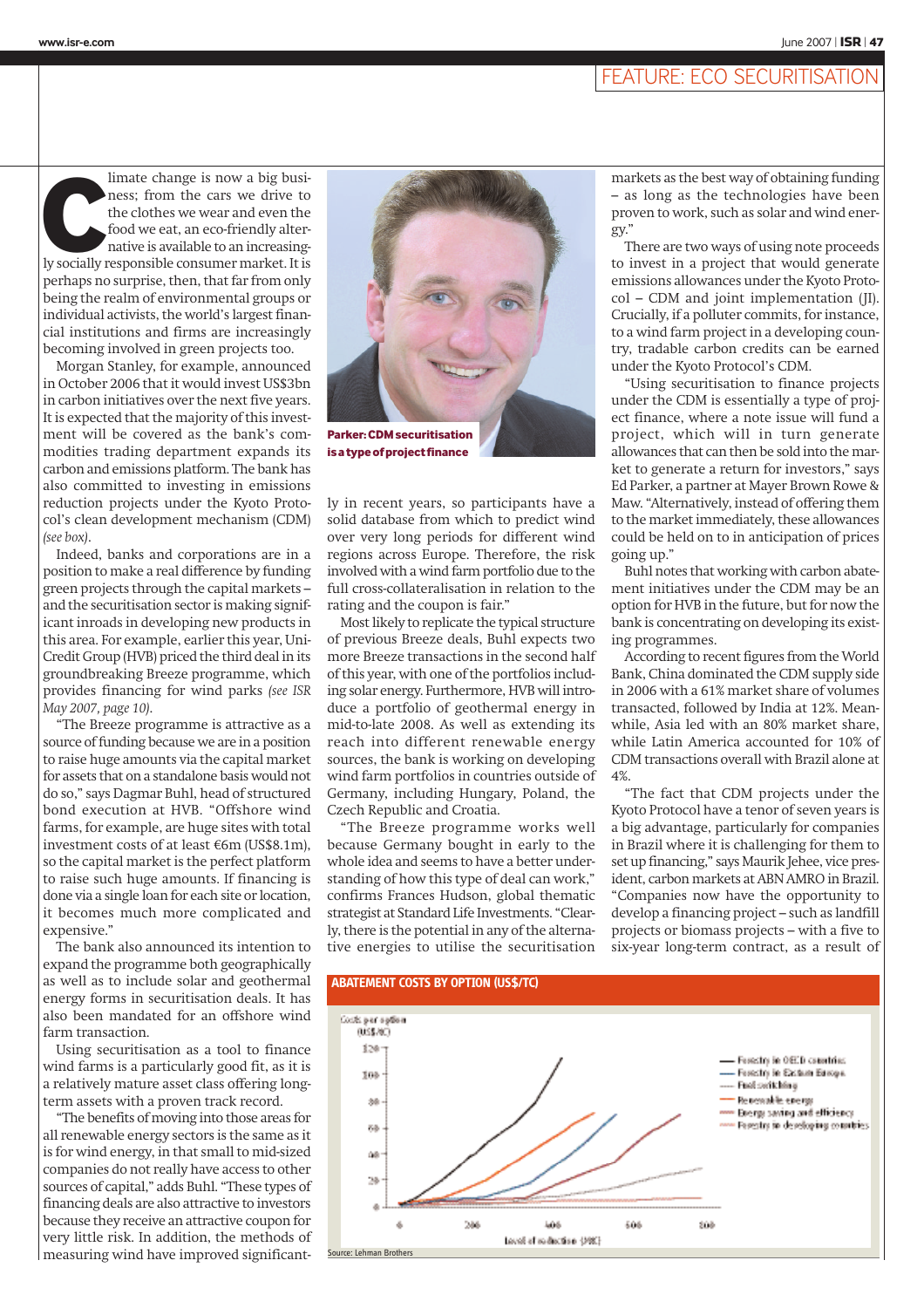# FEATURE: ECO SECURITISATION

Climate change is now a big business; from the cars we drive to the clothes we wear and even the food we eat, an eco-friendly alternative is available to an increasingly socially responsible consumer market. It is perhaps no surprise, then, that far from only being the realm of environmental groups or individual activists, the world's largest financial institutions and firms are increasingly becoming involved in green projects too.

Morgan Stanley, for example, announced in October 2006 that it would invest US$3bn in carbon initiatives over the next five years. It is expected that the majority of this investment will be covered as the bank's commodities trading department expands its carbon and emissions platform. The bank has also committed to investing in emissions reduction projects under the Kyoto Protocol's clean development mechanism (CDM) *(see box)*.

Indeed, banks and corporations are in a position to make a real difference by funding green projects through the capital markets – and the securitisation sector is making significant inroads in developing new products in this area. For example, earlier this year, UniCredit Group (HVB) priced the third deal in its groundbreaking Breeze programme, which provides financing for wind parks *(see ISR May 2007, page 10)*.

"The Breeze programme is attractive as a source of funding because we are in a position to raise huge amounts via the capital market for assets that on a standalone basis would not do so," says Dagmar Buhl, head of structured bond execution at HVB. "Offshore wind farms, for example, are huge sites with total investment costs of at least €6m (US$8.1m), so the capital market is the perfect platform to raise such huge amounts. If financing is done via a single loan for each site or location, it becomes much more complicated and expensive."

The bank also announced its intention to expand the programme both geographically as well as to include solar and geothermal energy forms in securitisation deals. It has also been mandated for an offshore wind farm transaction.

Using securitisation as a tool to finance wind farms is a particularly good fit, as it is a relatively mature asset class offering long-term assets with a proven track record.

"The benefits of moving into those areas for all renewable energy sectors is the same as it is for wind energy, in that small to mid-sized companies do not really have access to other sources of capital," adds Buhl. "These types of financing deals are also attractive to investors because they receive an attractive coupon for very little risk. In addition, the methods of measuring wind have improved significantly in recent years, so participants have a solid database from which to predict wind over very long periods for different wind regions across Europe. Therefore, the risk involved with a wind farm portfolio due to the full cross-collateralisation in relation to the rating and the coupon is fair."

**Parker: CDM securitisation is a type of project finance**

Most likely to replicate the typical structure of previous Breeze deals, Buhl expects two more Breeze transactions in the second half of this year, with one of the portfolios including solar energy. Furthermore, HVB will introduce a portfolio of geothermal energy in mid-to-late 2008. As well as extending its reach into different renewable energy sources, the bank is working on developing wind farm portfolios in countries outside of Germany, including Hungary, Poland, the Czech Republic and Croatia.

"The Breeze programme works well because Germany bought in early to the whole idea and seems to have a better understanding of how this type of deal can work," confirms Frances Hudson, global thematic strategist at Standard Life Investments. "Clearly, there is the potential in any of the alternative energies to utilise the securitisation markets as the best way of obtaining funding – as long as the technologies have been proven to work, such as solar and wind energy."

There are two ways of using note proceeds to invest in a project that would generate emissions allowances under the Kyoto Protocol – CDM and joint implementation (JI). Crucially, if a polluter commits, for instance, to a wind farm project in a developing country, tradable carbon credits can be earned under the Kyoto Protocol's CDM.

"Using securitisation to finance projects under the CDM is essentially a type of project finance, where a note issue will fund a project, which will in turn generate allowances that can then be sold into the market to generate a return for investors," says Ed Parker, a partner at Mayer Brown Rowe & Maw. "Alternatively, instead of offering them to the market immediately, these allowances could be held on to in anticipation of prices going up."

Buhl notes that working with carbon abatement initiatives under the CDM may be an option for HVB in the future, but for now the bank is concentrating on developing its existing programmes.

According to recent figures from the World Bank, China dominated the CDM supply side in 2006 with a 61% market share of volumes transacted, followed by India at 12%. Meanwhile, Asia led with an 80% market share, while Latin America accounted for 10% of CDM transactions overall with Brazil alone at 4%.

"The fact that CDM projects under the Kyoto Protocol have a tenor of seven years is a big advantage, particularly for companies in Brazil where it is challenging for them to set up financing," says Maurik Jehee, vice president, carbon markets at ABN AMRO in Brazil. "Companies now have the opportunity to develop a financing project – such as landfill projects or biomass projects – with a five to six-year long-term contract, as a result of

**ABATEMENT COSTS BY OPTION (US$/TC)**

Source: Lehman Brothers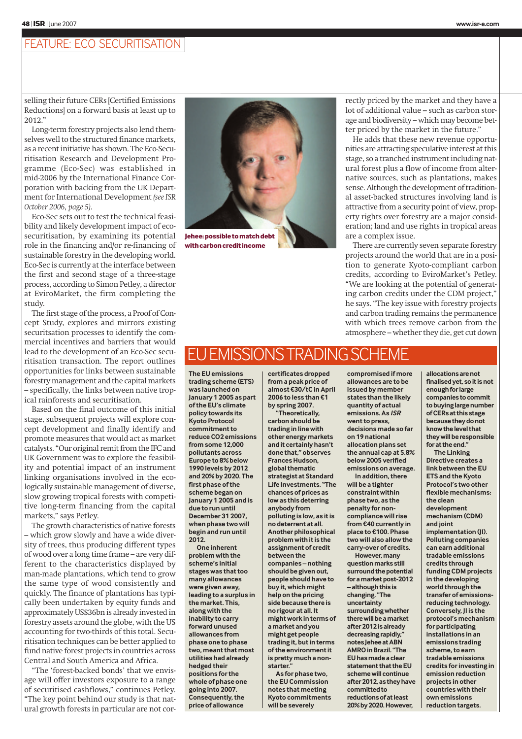## FEATURE: ECO SECURITISATION

selling their future CERs [Certified Emissions Reductions] on a forward basis at least up to 2012."

Long-term forestry projects also lend themselves well to the structured finance markets, as a recent initiative has shown. The Eco-Securitisation Research and Development Programme (Eco-Sec) was established in mid-2006 by the International Finance Corporation with backing from the UK Department for International Development *(see ISR October 2006, page 5)*.

Eco-Sec sets out to test the technical feasibility and likely development impact of eco-securitisation, by examining its potential role in the financing and/or re-financing of sustainable forestry in the developing world. Eco-Sec is currently at the interface between the first and second stage of a three-stage process, according to Simon Petley, a director at EviroMarket, the firm completing the study.

The first stage of the process, a Proof of Concept Study, explores and mirrors existing securitsation processes to identify the commercial incentives and barriers that would lead to the development of an Eco-Sec securitisation transaction. The report outlines opportunities for links between sustainable forestry management and the capital markets – specifically, the links between native tropical rainforests and securitisation.

Based on the final outcome of this initial stage, subsequent projects will explore concept development and finally identify and promote measures that would act as market catalysts. "Our original remit from the IFC and UK Government was to explore the feasibility and potential impact of an instrument linking organisations involved in the ecologically sustainable management of diverse, slow growing tropical forests with competitive long-term financing from the capital markets," says Petley.

The growth characteristics of native forests – which grow slowly and have a wide diversity of trees, thus producing different types of wood over a long time frame – are very different to the characteristics displayed by man-made plantations, which tend to grow the same type of wood consistently and quickly. The finance of plantations has typically been undertaken by equity funds and approximately US$36bn is already invested in forestry assets around the globe, with the US accounting for two-thirds of this total. Securitisation techniques can be better applied to fund native forest projects in countries across Central and South America and Africa.

"The 'forest-backed bonds' that we envisage will offer investors exposure to a range of securitised cashflows," continues Petley. "The key point behind our study is that natural growth forests in particular are not correctly priced by the market and they have a lot of additional value – such as carbon storage and biodiversity – which may become better priced by the market in the future."

**Jehee: possible to match debt with carbon credit income**

He adds that these new revenue opportunities are attracting speculative interest at this stage, so a tranched instrument including natural forest plus a flow of income from alternative sources, such as plantations, makes sense. Although the development of traditional asset-backed structures involving land is attractive from a security point of view, property rights over forestry are a major consideration; land and use rights in tropical areas are a complex issue.

There are currently seven separate forestry projects around the world that are in a position to generate Kyoto-compliant carbon credits, according to EviroMarket's Petley. "We are looking at the potential of generating carbon credits under the CDM project," he says. "The key issue with forestry projects and carbon trading remains the permanence with which trees remove carbon from the atmosphere – whether they die, get cut down

## EU EMISSIONS TRADING SCHEME

**The EU emissions trading scheme (ETS) was launched on January 1 2005 as part of the EU's climate policy towards its Kyoto Protocol commitment to reduce CO2 emissions from some 12,000 pollutants across Europe to 8% below 1990 levels by 2012 and 20% by 2020. The first phase of the scheme began on January 1 2005 and is due to run until December 31 2007, when phase two will begin and run until 2012.**

**One inherent problem with the scheme's initial stages was that too many allowances were given away, leading to a surplus in the market. This, along with the inability to carry forward unused allowances from phase one to phase two, meant that most utilities had already hedged their positions for the whole of phase one going into 2007. Consequently, the price of allowance certificates dropped from a peak price of almost €30/tC in April 2006 to less than €1 by spring 2007.**

**"Theoretically, carbon should be trading in line with other energy markets and it certainly hasn't done that," observes Frances Hudson, global thematic strategist at Standard Life Investments. "The chances of prices as low as this deterring anybody from polluting is low, as it is no deterrent at all. Another philosophical problem with it is the assignment of credit between the companies – nothing should be given out, people should have to buy it, which might help on the pricing side because there is no rigour at all. It might work in terms of a market and you might get people trading it, but in terms of the environment it is pretty much a non-starter."**

**As for phase two, the EU Commission notes that meeting Kyoto commitments will be severely compromised if more allowances are to be issued by member states than the likely quantity of actual emissions. As *ISR* went to press, decisions made so far on 19 national allocation plans set the annual cap at 5.8% below 2005 verified emissions on average.**

**In addition, there will be a tighter constraint within phase two, as the penalty for non-compliance will rise from €40 currently in place to €100. Phase two will also allow the carry-over of credits.**

**However, many question marks still surround the potential for a market post-2012 – although this is changing. "The uncertainty surrounding whether there will be a market after 2012 is already decreasing rapidly," notes Jehee at ABN AMRO in Brazil. "The EU has made a clear statement that the EU scheme will continue after 2012, as they have committed to reductions of at least 20% by 2020. However, allocations are not finalised yet, so it is not enough for large companies to commit to buying large number of CERs at this stage because they do not know the level that they will be responsible for at the end."**

**The Linking Directive creates a link between the EU ETS and the Kyoto Protocol's two other flexible mechanisms: the clean development mechanism (CDM) and joint implementation (JI). Polluting companies can earn additional tradable emissions credits through funding CDM projects in the developing world through the transfer of emissions-reducing technology. Conversely, JI is the protocol's mechanism for participating installations in an emissions trading scheme, to earn tradable emissions credits for investing in emission reduction projects in other countries with their own emissions reduction targets.**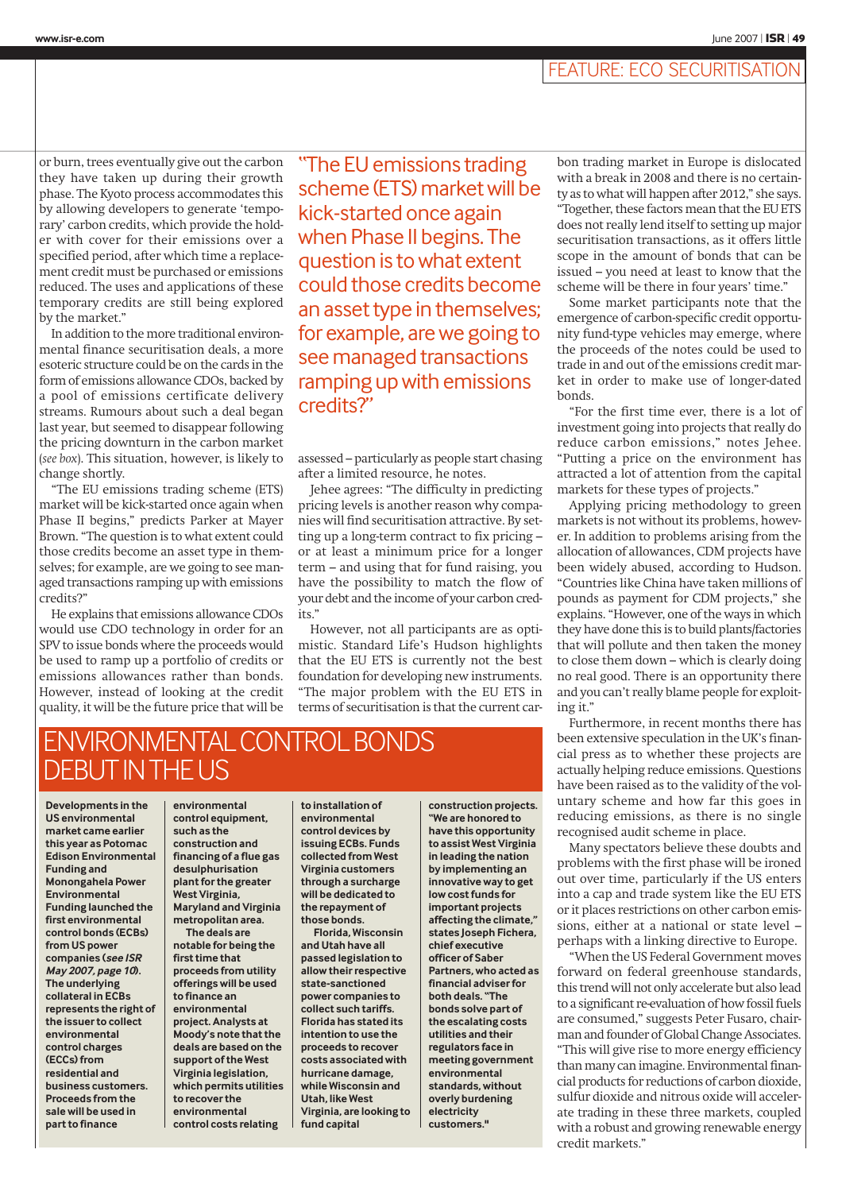or burn, trees eventually give out the carbon they have taken up during their growth phase. The Kyoto process accommodates this by allowing developers to generate 'temporary' carbon credits, which provide the holder with cover for their emissions over a specified period, after which time a replacement credit must be purchased or emissions reduced. The uses and applications of these temporary credits are still being explored by the market."

In addition to the more traditional environmental finance securitisation deals, a more esoteric structure could be on the cards in the form of emissions allowance CDOs, backed by a pool of emissions certificate delivery streams. Rumours about such a deal began last year, but seemed to disappear following the pricing downturn in the carbon market (*see box*). This situation, however, is likely to change shortly.

"The EU emissions trading scheme (ETS) market will be kick-started once again when Phase II begins," predicts Parker at Mayer Brown. "The question is to what extent could those credits become an asset type in themselves; for example, are we going to see managed transactions ramping up with emissions credits?"

> "The EU emissions trading scheme (ETS) market will be kick-started once again when Phase II begins. The question is to what extent could those credits become an asset type in themselves; for example, are we going to see managed transactions ramping up with emissions credits?"

He explains that emissions allowance CDOs would use CDO technology in order for an SPV to issue bonds where the proceeds would be used to ramp up a portfolio of credits or emissions allowances rather than bonds. However, instead of looking at the credit quality, it will be the future price that will be assessed – particularly as people start chasing after a limited resource, he notes.

Jehee agrees: "The difficulty in predicting pricing levels is another reason why companies will find securitisation attractive. By setting up a long-term contract to fix pricing – or at least a minimum price for a longer term – and using that for fund raising, you have the possibility to match the flow of your debt and the income of your carbon credits."

However, not all participants are as optimistic. Standard Life's Hudson highlights that the EU ETS is currently not the best foundation for developing new instruments. "The major problem with the EU ETS in terms of securitisation is that the current carbon trading market in Europe is dislocated with a break in 2008 and there is no certainty as to what will happen after 2012," she says. "Together, these factors mean that the EU ETS does not really lend itself to setting up major securitisation transactions, as it offers little scope in the amount of bonds that can be issued – you need at least to know that the scheme will be there in four years' time."

Some market participants note that the emergence of carbon-specific credit opportunity fund-type vehicles may emerge, where the proceeds of the notes could be used to trade in and out of the emissions credit market in order to make use of longer-dated bonds.

"For the first time ever, there is a lot of investment going into projects that really do reduce carbon emissions," notes Jehee. "Putting a price on the environment has attracted a lot of attention from the capital markets for these types of projects."

Applying pricing methodology to green markets is not without its problems, however. In addition to problems arising from the allocation of allowances, CDM projects have been widely abused, according to Hudson. "Countries like China have taken millions of pounds as payment for CDM projects," she explains. "However, one of the ways in which they have done this is to build plants/factories that will pollute and then taken the money to close them down – which is clearly doing no real good. There is an opportunity there and you can't really blame people for exploiting it."

Furthermore, in recent months there has been extensive speculation in the UK's financial press as to whether these projects are actually helping reduce emissions. Questions have been raised as to the validity of the voluntary scheme and how far this goes in reducing emissions, as there is no single recognised audit scheme in place.

Many spectators believe these doubts and problems with the first phase will be ironed out over time, particularly if the US enters into a cap and trade system like the EU ETS or it places restrictions on other carbon emissions, either at a national or state level – perhaps with a linking directive to Europe.

"When the US Federal Government moves forward on federal greenhouse standards, this trend will not only accelerate but also lead to a significant re-evaluation of how fossil fuels are consumed," suggests Peter Fusaro, chairman and founder of Global Change Associates. "This will give rise to more energy efficiency than many can imagine. Environmental financial products for reductions of carbon dioxide, sulfur dioxide and nitrous oxide will accelerate trading in these three markets, coupled with a robust and growing renewable energy credit markets."

## ENVIRONMENTAL CONTROL BONDS DEBUT IN THE US

**Developments in the US environmental market came earlier this year as Potomac Edison Environmental Funding and Monongahela Power Environmental Funding launched the first environmental control bonds (ECBs) from US power companies (*see ISR May 2007, page 10*). The underlying collateral in ECBs represents the right of the issuer to collect environmental control charges (ECCs) from residential and business customers. Proceeds from the sale will be used in part to finance environmental control equipment, such as the construction and financing of a flue gas desulphurisation plant for the greater West Virginia, Maryland and Virginia metropolitan area.**

**The deals are notable for being the first time that proceeds from utility offerings will be used to finance an environmental project. Analysts at Moody's note that the deals are based on the support of the West Virginia legislation, which permits utilities to recover the environmental control costs relating to installation of environmental control devices by issuing ECBs. Funds collected from West Virginia customers through a surcharge will be dedicated to the repayment of those bonds.**

**Florida, Wisconsin and Utah have all passed legislation to allow their respective state-sanctioned power companies to collect such tariffs. Florida has stated its intention to use the proceeds to recover costs associated with hurricane damage, while Wisconsin and Utah, like West Virginia, are looking to fund capital construction projects. "We are honored to have this opportunity to assist West Virginia in leading the nation by implementing an innovative way to get low cost funds for important projects affecting the climate," states Joseph Fichera, chief executive officer of Saber Partners, who acted as financial adviser for both deals. "The bonds solve part of the escalating costs utilities and their regulators face in meeting government environmental standards, without overly burdening electricity customers."**